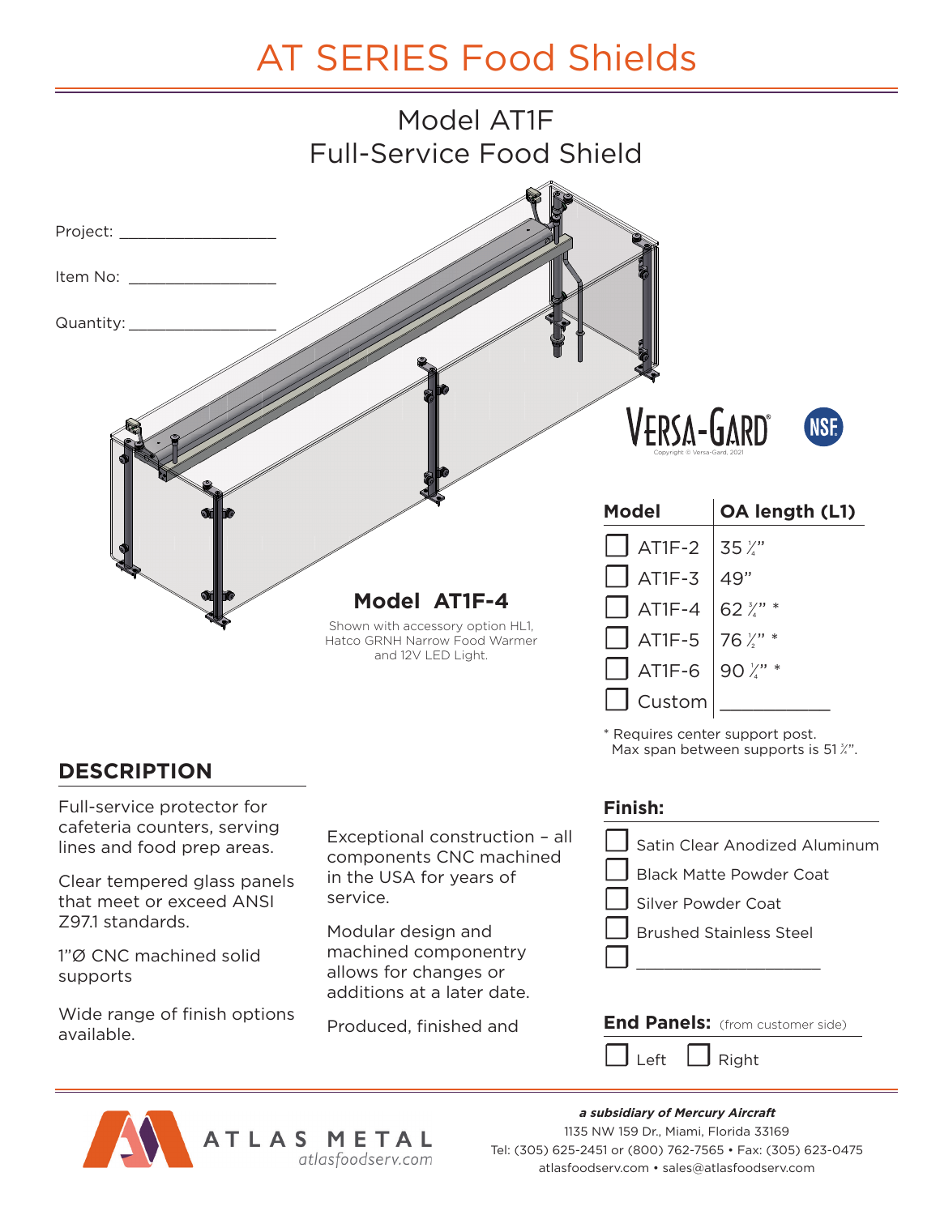# AT SERIES Food Shields

## Model AT1F
## Full-Service Food Shield

Project: ___________________

Item No: ___________________

Quantity: ___________________

**Model AT1F-4**

Shown with accessory option HL1, Hatco GRNH Narrow Food Warmer and 12V LED Light.

VERSA-GARD® NSF

Copyright © Versa-Gard, 2021

| Model | OA length (L1) |
|---|---|
| ☐ AT1F-2 | 35 ¼" |
| ☐ AT1F-3 | 49" |
| ☐ AT1F-4 | 62 ¾" * |
| ☐ AT1F-5 | 76 ½" * |
| ☐ AT1F-6 | 90 ¼" * |
| ☐ Custom | ___________ |

* Requires center support post. Max span between supports is 51 ¾".

## DESCRIPTION

Full-service protector for cafeteria counters, serving lines and food prep areas.

Clear tempered glass panels that meet or exceed ANSI Z97.1 standards.

1"Ø CNC machined solid supports

Wide range of finish options available.

Exceptional construction – all components CNC machined in the USA for years of service.

Modular design and machined componentry allows for changes or additions at a later date.

Produced, finished and

**Finish:**

- ☐ Satin Clear Anodized Aluminum
- ☐ Black Matte Powder Coat
- ☐ Silver Powder Coat
- ☐ Brushed Stainless Steel
- ☐ ____________________

**End Panels:** (from customer side)

☐ Left ☐ Right

ATLAS METAL
atlasfoodserv.com

***a subsidiary of Mercury Aircraft***
1135 NW 159 Dr., Miami, Florida 33169
Tel: (305) 625-2451 or (800) 762-7565 • Fax: (305) 623-0475
atlasfoodserv.com • sales@atlasfoodserv.com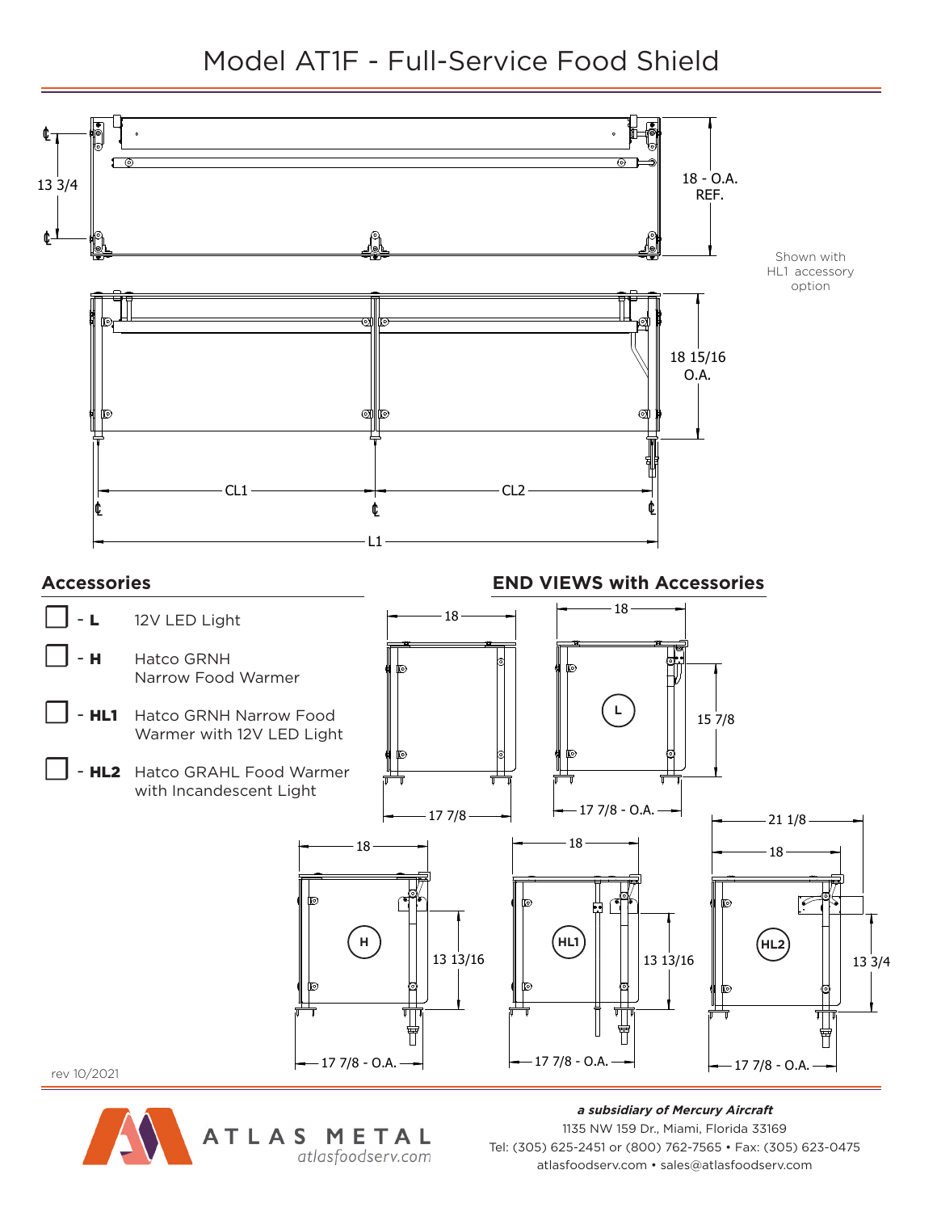# Model AT1F - Full-Service Food Shield

13 3/4

18 - O.A.
REF.

Shown with
HL1 accessory
option

18 15/16
O.A.

CL1

CL2

L1

## Accessories

- ☐ - **L** 12V LED Light
- ☐ - **H** Hatco GRNH Narrow Food Warmer
- ☐ - **HL1** Hatco GRNH Narrow Food Warmer with 12V LED Light
- ☐ - **HL2** Hatco GRAHL Food Warmer with Incandescent Light

## END VIEWS with Accessories

18

17 7/8

18

L

15 7/8

17 7/8 - O.A.

18

H

13 13/16

17 7/8 - O.A.

18

HL1

13 13/16

17 7/8 - O.A.

21 1/8

18

HL2

13 3/4

17 7/8 - O.A.

rev 10/2021

ATLAS METAL
atlasfoodserv.com

***a subsidiary of Mercury Aircraft***
1135 NW 159 Dr., Miami, Florida 33169
Tel: (305) 625-2451 or (800) 762-7565 • Fax: (305) 623-0475
atlasfoodserv.com • sales@atlasfoodserv.com